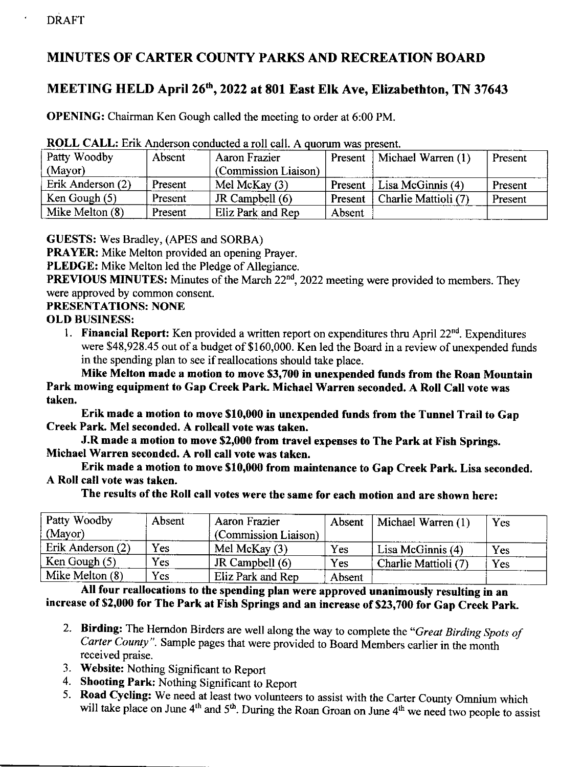DRAFT

# MINUTES OF CARTER COUNTY PARKS AND RECREATION BOARD

## MEETING HELD April 26th, 2022 at 801 East Elk Ave, Elizabethton, TN 37643

**OPENING:** Chairman Ken Gough called the meeting to order at 6:00 PM.

**ROLL CALL:** Erik Anderson conducted a roll call. A quorum was present.

| | | | | | |
|---|---|---|---|---|---|
| Patty Woodby (Mayor) | Absent | Aaron Frazier (Commission Liaison) | Present | Michael Warren (1) | Present |
| Erik Anderson (2) | Present | Mel McKay (3) | Present | Lisa McGinnis (4) | Present |
| Ken Gough (5) | Present | JR Campbell (6) | Present | Charlie Mattioli (7) | Present |
| Mike Melton (8) | Present | Eliz Park and Rep | Absent | | |

**GUESTS:** Wes Bradley, (APES and SORBA)

**PRAYER:** Mike Melton provided an opening Prayer.

**PLEDGE:** Mike Melton led the Pledge of Allegiance.

**PREVIOUS MINUTES:** Minutes of the March 22nd, 2022 meeting were provided to members. They were approved by common consent.

**PRESENTATIONS: NONE**

**OLD BUSINESS:**

1. **Financial Report:** Ken provided a written report on expenditures thru April 22nd. Expenditures were $48,928.45 out of a budget of $160,000. Ken led the Board in a review of unexpended funds in the spending plan to see if reallocations should take place.

   **Mike Melton made a motion to move $3,700 in unexpended funds from the Roan Mountain Park mowing equipment to Gap Creek Park. Michael Warren seconded. A Roll Call vote was taken.**

   **Erik made a motion to move $10,000 in unexpended funds from the Tunnel Trail to Gap Creek Park. Mel seconded. A rollcall vote was taken.**

   **J.R made a motion to move $2,000 from travel expenses to The Park at Fish Springs. Michael Warren seconded. A roll call vote was taken.**

   **Erik made a motion to move $10,000 from maintenance to Gap Creek Park. Lisa seconded. A Roll call vote was taken.**

   **The results of the Roll call votes were the same for each motion and are shown here:**

| | | | | | |
|---|---|---|---|---|---|
| Patty Woodby (Mayor) | Absent | Aaron Frazier (Commission Liaison) | Absent | Michael Warren (1) | Yes |
| Erik Anderson (2) | Yes | Mel McKay (3) | Yes | Lisa McGinnis (4) | Yes |
| Ken Gough (5) | Yes | JR Campbell (6) | Yes | Charlie Mattioli (7) | Yes |
| Mike Melton (8) | Yes | Eliz Park and Rep | Absent | | |

   **All four reallocations to the spending plan were approved unanimously resulting in an increase of $2,000 for The Park at Fish Springs and an increase of $23,700 for Gap Creek Park.**

2. **Birding:** The Herndon Birders are well along the way to complete the "*Great Birding Spots of Carter County*". Sample pages that were provided to Board Members earlier in the month received praise.
3. **Website:** Nothing Significant to Report
4. **Shooting Park:** Nothing Significant to Report
5. **Road Cycling:** We need at least two volunteers to assist with the Carter County Omnium which will take place on June 4th and 5th. During the Roan Groan on June 4th we need two people to assist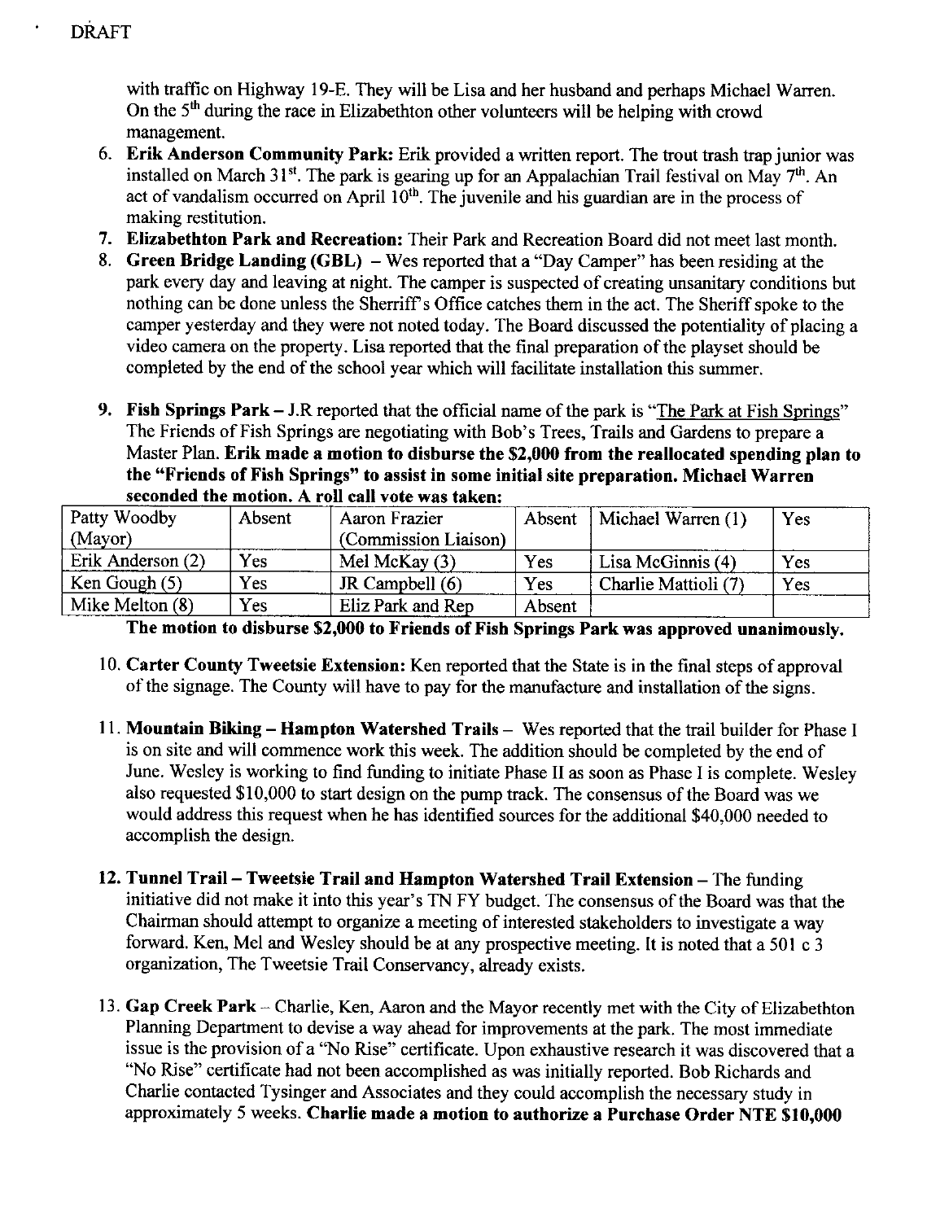DRAFT

with traffic on Highway 19-E. They will be Lisa and her husband and perhaps Michael Warren. On the 5th during the race in Elizabethton other volunteers will be helping with crowd management.

6. **Erik Anderson Community Park:** Erik provided a written report. The trout trash trap junior was installed on March 31st. The park is gearing up for an Appalachian Trail festival on May 7th. An act of vandalism occurred on April 10th. The juvenile and his guardian are in the process of making restitution.
7. **Elizabethton Park and Recreation:** Their Park and Recreation Board did not meet last month.
8. **Green Bridge Landing (GBL)** – Wes reported that a "Day Camper" has been residing at the park every day and leaving at night. The camper is suspected of creating unsanitary conditions but nothing can be done unless the Sherriff's Office catches them in the act. The Sheriff spoke to the camper yesterday and they were not noted today. The Board discussed the potentiality of placing a video camera on the property. Lisa reported that the final preparation of the playset should be completed by the end of the school year which will facilitate installation this summer.

9. **Fish Springs Park** – J.R reported that the official name of the park is "The Park at Fish Springs" The Friends of Fish Springs are negotiating with Bob's Trees, Trails and Gardens to prepare a Master Plan. **Erik made a motion to disburse the $2,000 from the reallocated spending plan to the "Friends of Fish Springs" to assist in some initial site preparation. Michael Warren seconded the motion. A roll call vote was taken:**

| | | | | | |
|---|---|---|---|---|---|
| Patty Woodby (Mayor) | Absent | Aaron Frazier (Commission Liaison) | Absent | Michael Warren (1) | Yes |
| Erik Anderson (2) | Yes | Mel McKay (3) | Yes | Lisa McGinnis (4) | Yes |
| Ken Gough (5) | Yes | JR Campbell (6) | Yes | Charlie Mattioli (7) | Yes |
| Mike Melton (8) | Yes | Eliz Park and Rep | Absent | | |

**The motion to disburse $2,000 to Friends of Fish Springs Park was approved unanimously.**

10. **Carter County Tweetsie Extension:** Ken reported that the State is in the final steps of approval of the signage. The County will have to pay for the manufacture and installation of the signs.

11. **Mountain Biking – Hampton Watershed Trails** – Wes reported that the trail builder for Phase I is on site and will commence work this week. The addition should be completed by the end of June. Wesley is working to find funding to initiate Phase II as soon as Phase I is complete. Wesley also requested $10,000 to start design on the pump track. The consensus of the Board was we would address this request when he has identified sources for the additional $40,000 needed to accomplish the design.

12. **Tunnel Trail – Tweetsie Trail and Hampton Watershed Trail Extension** – The funding initiative did not make it into this year's TN FY budget. The consensus of the Board was that the Chairman should attempt to organize a meeting of interested stakeholders to investigate a way forward. Ken, Mel and Wesley should be at any prospective meeting. It is noted that a 501 c 3 organization, The Tweetsie Trail Conservancy, already exists.

13. **Gap Creek Park** – Charlie, Ken, Aaron and the Mayor recently met with the City of Elizabethton Planning Department to devise a way ahead for improvements at the park. The most immediate issue is the provision of a "No Rise" certificate. Upon exhaustive research it was discovered that a "No Rise" certificate had not been accomplished as was initially reported. Bob Richards and Charlie contacted Tysinger and Associates and they could accomplish the necessary study in approximately 5 weeks. **Charlie made a motion to authorize a Purchase Order NTE $10,000**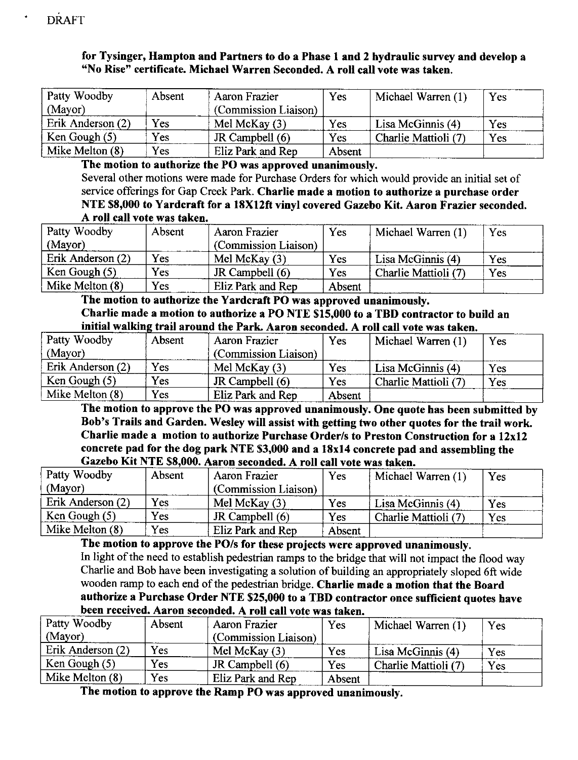DRAFT

**for Tysinger, Hampton and Partners to do a Phase 1 and 2 hydraulic survey and develop a "No Rise" certificate. Michael Warren Seconded. A roll call vote was taken.**

| | | | | | |
|---|---|---|---|---|---|
| Patty Woodby (Mayor) | Absent | Aaron Frazier (Commission Liaison) | Yes | Michael Warren (1) | Yes |
| Erik Anderson (2) | Yes | Mel McKay (3) | Yes | Lisa McGinnis (4) | Yes |
| Ken Gough (5) | Yes | JR Campbell (6) | Yes | Charlie Mattioli (7) | Yes |
| Mike Melton (8) | Yes | Eliz Park and Rep | Absent | | |

**The motion to authorize the PO was approved unanimously.**

Several other motions were made for Purchase Orders for which would provide an initial set of service offerings for Gap Creek Park. **Charlie made a motion to authorize a purchase order NTE $8,000 to Yardcraft for a 18X12ft vinyl covered Gazebo Kit. Aaron Frazier seconded. A roll call vote was taken.**

| | | | | | |
|---|---|---|---|---|---|
| Patty Woodby (Mayor) | Absent | Aaron Frazier (Commission Liaison) | Yes | Michael Warren (1) | Yes |
| Erik Anderson (2) | Yes | Mel McKay (3) | Yes | Lisa McGinnis (4) | Yes |
| Ken Gough (5) | Yes | JR Campbell (6) | Yes | Charlie Mattioli (7) | Yes |
| Mike Melton (8) | Yes | Eliz Park and Rep | Absent | | |

**The motion to authorize the Yardcraft PO was approved unanimously.**

**Charlie made a motion to authorize a PO NTE $15,000 to a TBD contractor to build an initial walking trail around the Park. Aaron seconded. A roll call vote was taken.**

| | | | | | |
|---|---|---|---|---|---|
| Patty Woodby (Mayor) | Absent | Aaron Frazier (Commission Liaison) | Yes | Michael Warren (1) | Yes |
| Erik Anderson (2) | Yes | Mel McKay (3) | Yes | Lisa McGinnis (4) | Yes |
| Ken Gough (5) | Yes | JR Campbell (6) | Yes | Charlie Mattioli (7) | Yes |
| Mike Melton (8) | Yes | Eliz Park and Rep | Absent | | |

**The motion to approve the PO was approved unanimously. One quote has been submitted by Bob's Trails and Garden. Wesley will assist with getting two other quotes for the trail work. Charlie made a motion to authorize Purchase Order/s to Preston Construction for a 12x12 concrete pad for the dog park NTE $3,000 and a 18x14 concrete pad and assembling the Gazebo Kit NTE $8,000. Aaron seconded. A roll call vote was taken.**

| | | | | | |
|---|---|---|---|---|---|
| Patty Woodby (Mayor) | Absent | Aaron Frazier (Commission Liaison) | Yes | Michael Warren (1) | Yes |
| Erik Anderson (2) | Yes | Mel McKay (3) | Yes | Lisa McGinnis (4) | Yes |
| Ken Gough (5) | Yes | JR Campbell (6) | Yes | Charlie Mattioli (7) | Yes |
| Mike Melton (8) | Yes | Eliz Park and Rep | Absent | | |

**The motion to approve the PO/s for these projects were approved unanimously.**

In light of the need to establish pedestrian ramps to the bridge that will not impact the flood way Charlie and Bob have been investigating a solution of building an appropriately sloped 6ft wide wooden ramp to each end of the pedestrian bridge. **Charlie made a motion that the Board authorize a Purchase Order NTE $25,000 to a TBD contractor once sufficient quotes have been received. Aaron seconded. A roll call vote was taken.**

| | | | | | |
|---|---|---|---|---|---|
| Patty Woodby (Mayor) | Absent | Aaron Frazier (Commission Liaison) | Yes | Michael Warren (1) | Yes |
| Erik Anderson (2) | Yes | Mel McKay (3) | Yes | Lisa McGinnis (4) | Yes |
| Ken Gough (5) | Yes | JR Campbell (6) | Yes | Charlie Mattioli (7) | Yes |
| Mike Melton (8) | Yes | Eliz Park and Rep | Absent | | |

**The motion to approve the Ramp PO was approved unanimously.**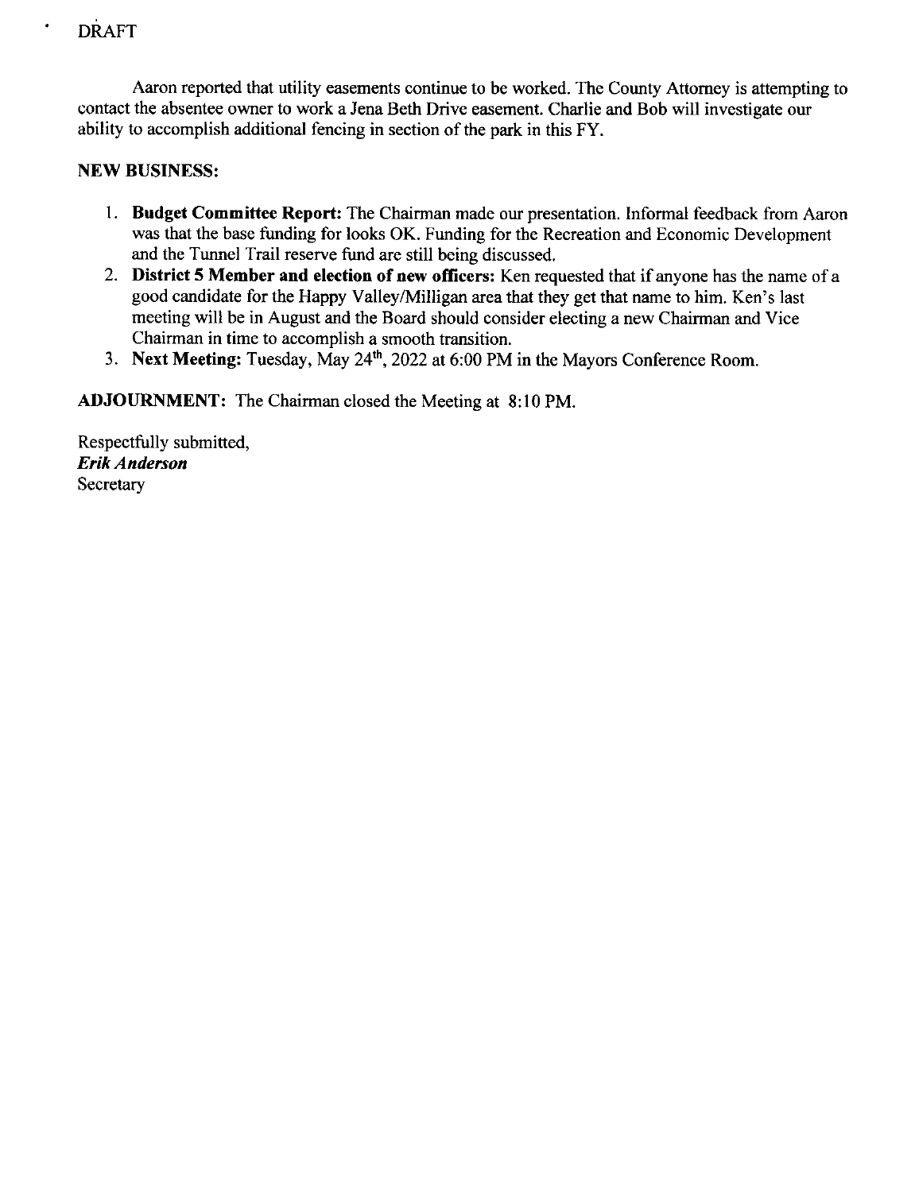DRAFT

Aaron reported that utility easements continue to be worked. The County Attorney is attempting to contact the absentee owner to work a Jena Beth Drive easement. Charlie and Bob will investigate our ability to accomplish additional fencing in section of the park in this FY.

**NEW BUSINESS:**

1. **Budget Committee Report:** The Chairman made our presentation. Informal feedback from Aaron was that the base funding for looks OK. Funding for the Recreation and Economic Development and the Tunnel Trail reserve fund are still being discussed.
2. **District 5 Member and election of new officers:** Ken requested that if anyone has the name of a good candidate for the Happy Valley/Milligan area that they get that name to him. Ken's last meeting will be in August and the Board should consider electing a new Chairman and Vice Chairman in time to accomplish a smooth transition.
3. **Next Meeting:** Tuesday, May 24th, 2022 at 6:00 PM in the Mayors Conference Room.

**ADJOURNMENT:** The Chairman closed the Meeting at 8:10 PM.

Respectfully submitted,
***Erik Anderson***
Secretary